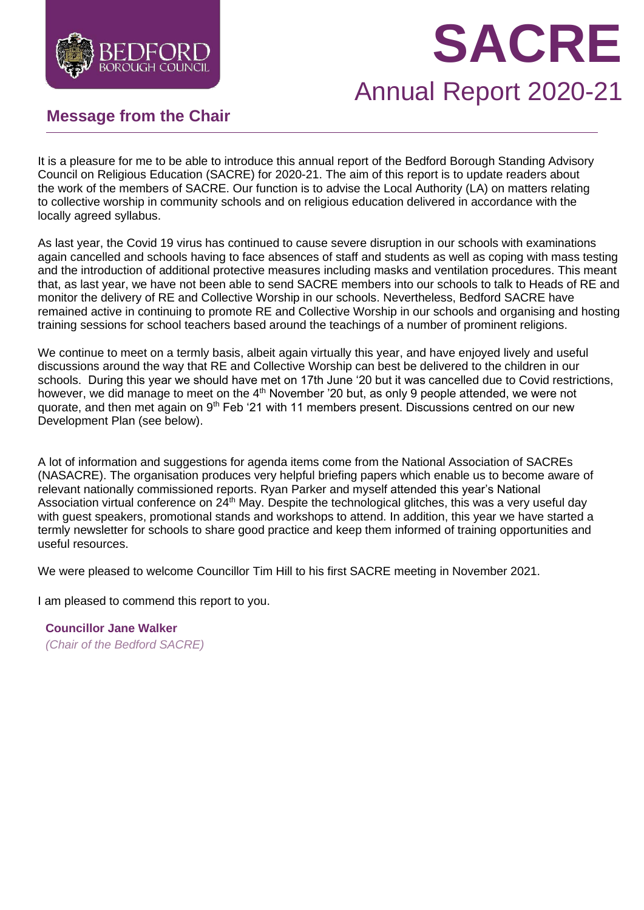BEDFORD BOROUGH COUNCIL

# SACRE

## Annual Report 2020-21

### Message from the Chair

It is a pleasure for me to be able to introduce this annual report of the Bedford Borough Standing Advisory Council on Religious Education (SACRE) for 2020-21. The aim of this report is to update readers about the work of the members of SACRE. Our function is to advise the Local Authority (LA) on matters relating to collective worship in community schools and on religious education delivered in accordance with the locally agreed syllabus.

As last year, the Covid 19 virus has continued to cause severe disruption in our schools with examinations again cancelled and schools having to face absences of staff and students as well as coping with mass testing and the introduction of additional protective measures including masks and ventilation procedures. This meant that, as last year, we have not been able to send SACRE members into our schools to talk to Heads of RE and monitor the delivery of RE and Collective Worship in our schools. Nevertheless, Bedford SACRE have remained active in continuing to promote RE and Collective Worship in our schools and organising and hosting training sessions for school teachers based around the teachings of a number of prominent religions.

We continue to meet on a termly basis, albeit again virtually this year, and have enjoyed lively and useful discussions around the way that RE and Collective Worship can best be delivered to the children in our schools. During this year we should have met on 17th June '20 but it was cancelled due to Covid restrictions, however, we did manage to meet on the 4th November '20 but, as only 9 people attended, we were not quorate, and then met again on 9th Feb '21 with 11 members present. Discussions centred on our new Development Plan (see below).

A lot of information and suggestions for agenda items come from the National Association of SACREs (NASACRE). The organisation produces very helpful briefing papers which enable us to become aware of relevant nationally commissioned reports. Ryan Parker and myself attended this year's National Association virtual conference on 24th May. Despite the technological glitches, this was a very useful day with guest speakers, promotional stands and workshops to attend. In addition, this year we have started a termly newsletter for schools to share good practice and keep them informed of training opportunities and useful resources.

We were pleased to welcome Councillor Tim Hill to his first SACRE meeting in November 2021.

I am pleased to commend this report to you.

**Councillor Jane Walker**
*(Chair of the Bedford SACRE)*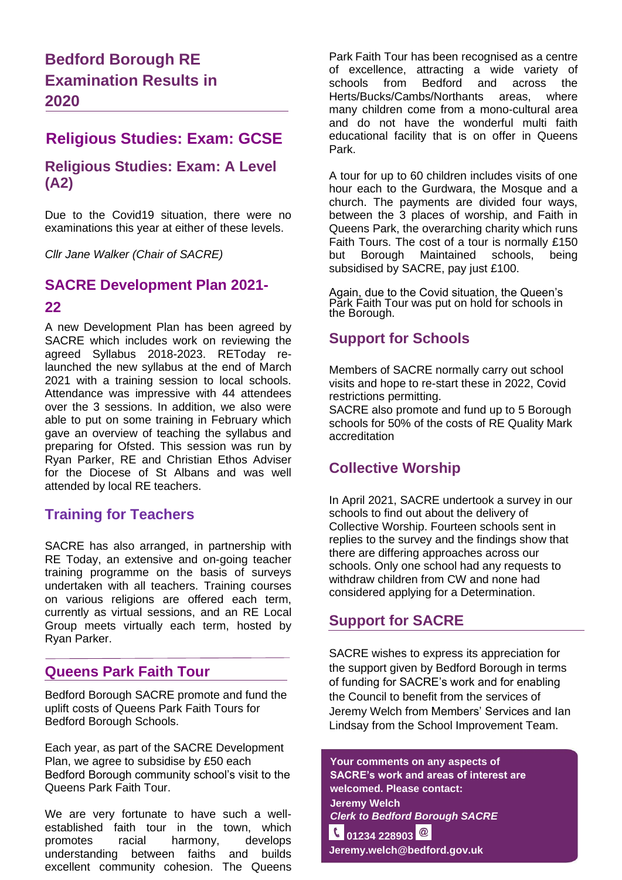## Bedford Borough RE Examination Results in 2020

### Religious Studies: Exam: GCSE

### Religious Studies: Exam: A Level (A2)

Due to the Covid19 situation, there were no examinations this year at either of these levels.

*Cllr Jane Walker (Chair of SACRE)*

### SACRE Development Plan 2021-22

A new Development Plan has been agreed by SACRE which includes work on reviewing the agreed Syllabus 2018-2023. REToday re-launched the new syllabus at the end of March 2021 with a training session to local schools. Attendance was impressive with 44 attendees over the 3 sessions. In addition, we also were able to put on some training in February which gave an overview of teaching the syllabus and preparing for Ofsted. This session was run by Ryan Parker, RE and Christian Ethos Adviser for the Diocese of St Albans and was well attended by local RE teachers.

### Training for Teachers

SACRE has also arranged, in partnership with RE Today, an extensive and on-going teacher training programme on the basis of surveys undertaken with all teachers. Training courses on various religions are offered each term, currently as virtual sessions, and an RE Local Group meets virtually each term, hosted by Ryan Parker.

### Queens Park Faith Tour

Bedford Borough SACRE promote and fund the uplift costs of Queens Park Faith Tours for Bedford Borough Schools.

Each year, as part of the SACRE Development Plan, we agree to subsidise by £50 each Bedford Borough community school's visit to the Queens Park Faith Tour.

We are very fortunate to have such a well-established faith tour in the town, which promotes racial harmony, develops understanding between faiths and builds excellent community cohesion. The Queens Park Faith Tour has been recognised as a centre of excellence, attracting a wide variety of schools from Bedford and across the Herts/Bucks/Cambs/Northants areas, where many children come from a mono-cultural area and do not have the wonderful multi faith educational facility that is on offer in Queens Park.

A tour for up to 60 children includes visits of one hour each to the Gurdwara, the Mosque and a church. The payments are divided four ways, between the 3 places of worship, and Faith in Queens Park, the overarching charity which runs Faith Tours. The cost of a tour is normally £150 but Borough Maintained schools, being subsidised by SACRE, pay just £100.

Again, due to the Covid situation, the Queen's Park Faith Tour was put on hold for schools in the Borough.

### Support for Schools

Members of SACRE normally carry out school visits and hope to re-start these in 2022, Covid restrictions permitting.

SACRE also promote and fund up to 5 Borough schools for 50% of the costs of RE Quality Mark accreditation

### Collective Worship

In April 2021, SACRE undertook a survey in our schools to find out about the delivery of Collective Worship. Fourteen schools sent in replies to the survey and the findings show that there are differing approaches across our schools. Only one school had any requests to withdraw children from CW and none had considered applying for a Determination.

### Support for SACRE

SACRE wishes to express its appreciation for the support given by Bedford Borough in terms of funding for SACRE's work and for enabling the Council to benefit from the services of Jeremy Welch from Members' Services and Ian Lindsay from the School Improvement Team.

**Your comments on any aspects of SACRE's work and areas of interest are welcomed. Please contact:**

**Jeremy Welch**

***Clerk to Bedford Borough SACRE***

**01234 228903**

**Jeremy.welch@bedford.gov.uk**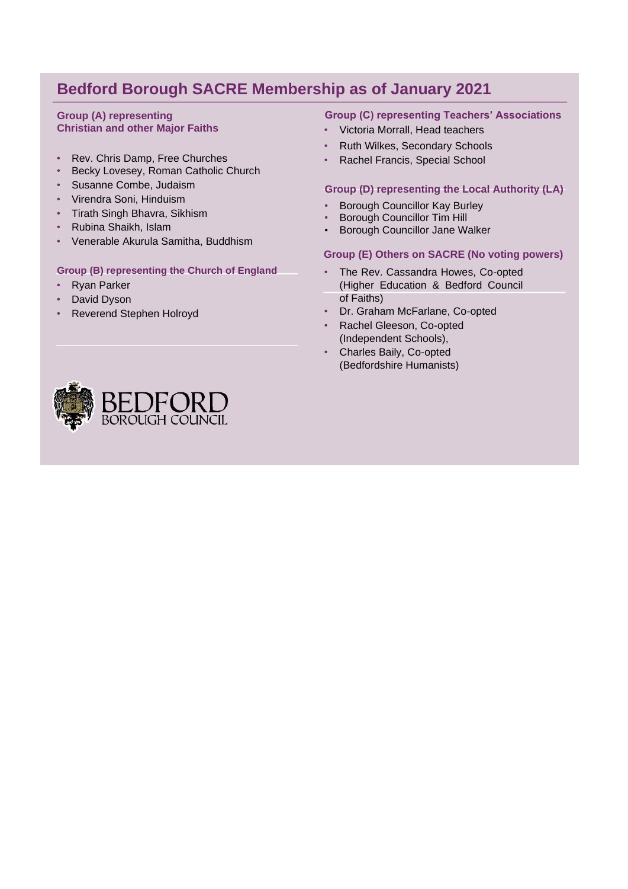## Bedford Borough SACRE Membership as of January 2021

### Group (A) representing Christian and other Major Faiths

- Rev. Chris Damp, Free Churches
- Becky Lovesey, Roman Catholic Church
- Susanne Combe, Judaism
- Virendra Soni, Hinduism
- Tirath Singh Bhavra, Sikhism
- Rubina Shaikh, Islam
- Venerable Akurula Samitha, Buddhism

### Group (B) representing the Church of England

- Ryan Parker
- David Dyson
- Reverend Stephen Holroyd

### Group (C) representing Teachers' Associations

- Victoria Morrall, Head teachers
- Ruth Wilkes, Secondary Schools
- Rachel Francis, Special School

### Group (D) representing the Local Authority (LA)

- Borough Councillor Kay Burley
- Borough Councillor Tim Hill
- Borough Councillor Jane Walker

### Group (E) Others on SACRE (No voting powers)

- The Rev. Cassandra Howes, Co-opted (Higher Education & Bedford Council of Faiths)
- Dr. Graham McFarlane, Co-opted
- Rachel Gleeson, Co-opted (Independent Schools),
- Charles Baily, Co-opted (Bedfordshire Humanists)

BEDFORD BOROUGH COUNCIL